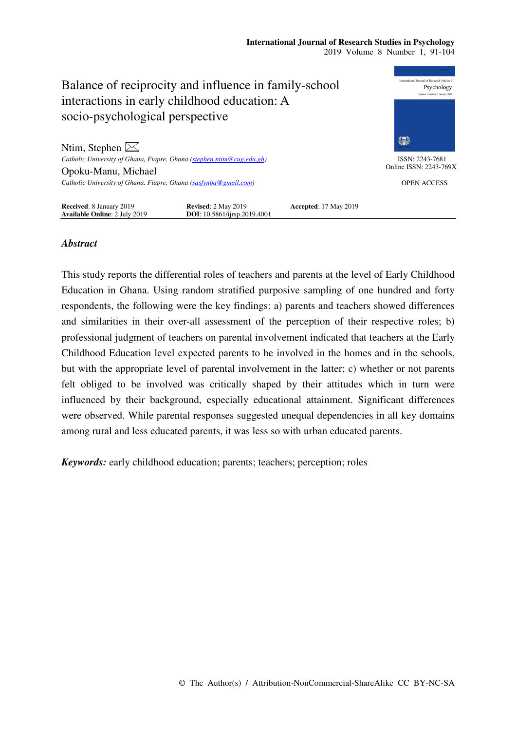# Balance of reciprocity and influence in family-school interactions in early childhood education: A socio-psychological perspective

**Ntim, Stephen** ✉
*Catholic University of Ghana, Fiapre, Ghana (stephen.ntim@cug.edu.gh)*

**Opoku-Manu, Michael**
*Catholic University of Ghana, Fiapre, Ghana (sasfynba@gmail.com)*

ISSN: 2243-7681
Online ISSN: 2243-769X

OPEN ACCESS

**Received**: 8 January 2019 **Revised**: 2 May 2019 **Accepted**: 17 May 2019
**Available Online**: 2 July 2019 **DOI**: 10.5861/ijrsp.2019.4001

## *Abstract*

This study reports the differential roles of teachers and parents at the level of Early Childhood Education in Ghana. Using random stratified purposive sampling of one hundred and forty respondents, the following were the key findings: a) parents and teachers showed differences and similarities in their over-all assessment of the perception of their respective roles; b) professional judgment of teachers on parental involvement indicated that teachers at the Early Childhood Education level expected parents to be involved in the homes and in the schools, but with the appropriate level of parental involvement in the latter; c) whether or not parents felt obliged to be involved was critically shaped by their attitudes which in turn were influenced by their background, especially educational attainment. Significant differences were observed. While parental responses suggested unequal dependencies in all key domains among rural and less educated parents, it was less so with urban educated parents.

***Keywords:*** early childhood education; parents; teachers; perception; roles

© The Author(s) / Attribution-NonCommercial-ShareAlike CC BY-NC-SA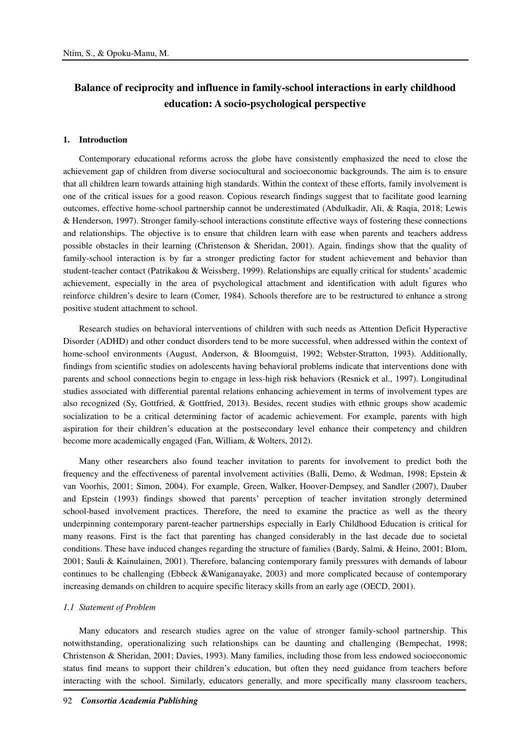# Balance of reciprocity and influence in family-school interactions in early childhood education: A socio-psychological perspective

## 1. Introduction

Contemporary educational reforms across the globe have consistently emphasized the need to close the achievement gap of children from diverse sociocultural and socioeconomic backgrounds. The aim is to ensure that all children learn towards attaining high standards. Within the context of these efforts, family involvement is one of the critical issues for a good reason. Copious research findings suggest that to facilitate good learning outcomes, effective home-school partnership cannot be underestimated (Abdulkadir, Ali, & Raqia, 2018; Lewis & Henderson, 1997). Stronger family-school interactions constitute effective ways of fostering these connections and relationships. The objective is to ensure that children learn with ease when parents and teachers address possible obstacles in their learning (Christenson & Sheridan, 2001). Again, findings show that the quality of family-school interaction is by far a stronger predicting factor for student achievement and behavior than student-teacher contact (Patrikakou & Weissberg, 1999). Relationships are equally critical for students' academic achievement, especially in the area of psychological attachment and identification with adult figures who reinforce children's desire to learn (Comer, 1984). Schools therefore are to be restructured to enhance a strong positive student attachment to school.

Research studies on behavioral interventions of children with such needs as Attention Deficit Hyperactive Disorder (ADHD) and other conduct disorders tend to be more successful, when addressed within the context of home-school environments (August, Anderson, & Bloomguist, 1992; Webster-Stratton, 1993). Additionally, findings from scientific studies on adolescents having behavioral problems indicate that interventions done with parents and school connections begin to engage in less-high risk behaviors (Resnick et al., 1997). Longitudinal studies associated with differential parental relations enhancing achievement in terms of involvement types are also recognized (Sy, Gottfried, & Gottfried, 2013). Besides, recent studies with ethnic groups show academic socialization to be a critical determining factor of academic achievement. For example, parents with high aspiration for their children's education at the postsecondary level enhance their competency and children become more academically engaged (Fan, William, & Wolters, 2012).

Many other researchers also found teacher invitation to parents for involvement to predict both the frequency and the effectiveness of parental involvement activities (Balli, Demo, & Wedman, 1998; Epstein & van Voorhis, 2001; Simon, 2004). For example, Green, Walker, Hoover-Dempsey, and Sandler (2007), Dauber and Epstein (1993) findings showed that parents' perception of teacher invitation strongly determined school-based involvement practices. Therefore, the need to examine the practice as well as the theory underpinning contemporary parent-teacher partnerships especially in Early Childhood Education is critical for many reasons. First is the fact that parenting has changed considerably in the last decade due to societal conditions. These have induced changes regarding the structure of families (Bardy, Salmi, & Heino, 2001; Blom, 2001; Sauli & Kainulainen, 2001). Therefore, balancing contemporary family pressures with demands of labour continues to be challenging (Ebbeck &Waniganayake, 2003) and more complicated because of contemporary increasing demands on children to acquire specific literacy skills from an early age (OECD, 2001).

### *1.1 Statement of Problem*

Many educators and research studies agree on the value of stronger family-school partnership. This notwithstanding, operationalizing such relationships can be daunting and challenging (Bempechat, 1998; Christenson & Sheridan, 2001; Davies, 1993). Many families, including those from less endowed socioeconomic status find means to support their children's education, but often they need guidance from teachers before interacting with the school. Similarly, educators generally, and more specifically many classroom teachers,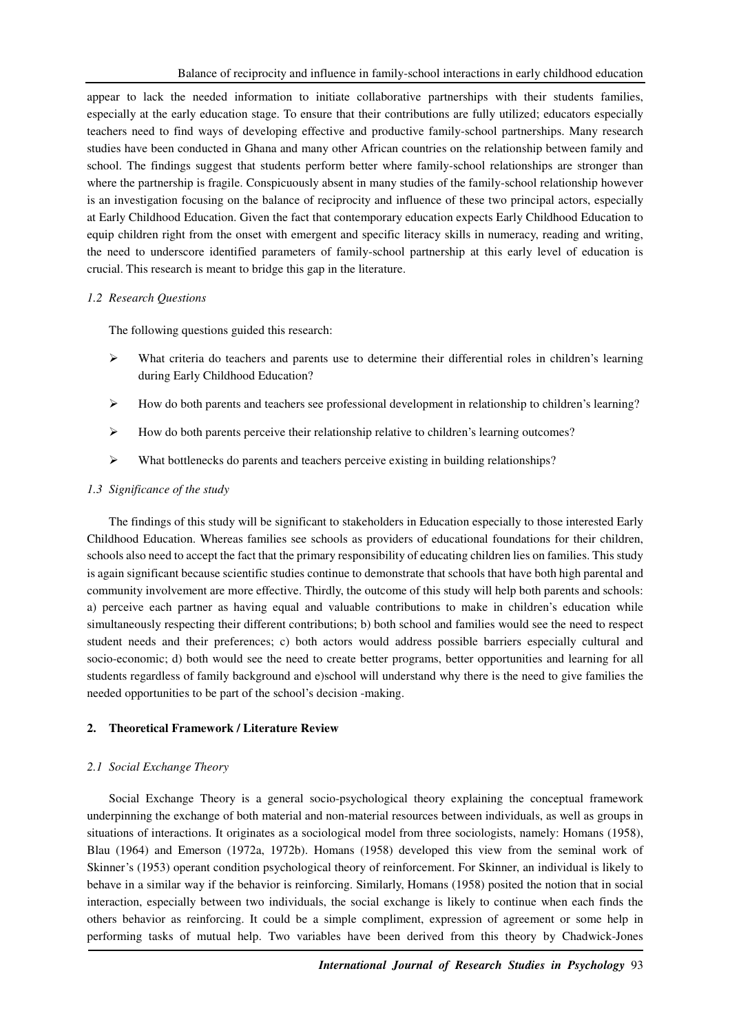appear to lack the needed information to initiate collaborative partnerships with their students families, especially at the early education stage. To ensure that their contributions are fully utilized; educators especially teachers need to find ways of developing effective and productive family-school partnerships. Many research studies have been conducted in Ghana and many other African countries on the relationship between family and school. The findings suggest that students perform better where family-school relationships are stronger than where the partnership is fragile. Conspicuously absent in many studies of the family-school relationship however is an investigation focusing on the balance of reciprocity and influence of these two principal actors, especially at Early Childhood Education. Given the fact that contemporary education expects Early Childhood Education to equip children right from the onset with emergent and specific literacy skills in numeracy, reading and writing, the need to underscore identified parameters of family-school partnership at this early level of education is crucial. This research is meant to bridge this gap in the literature.

### *1.2 Research Questions*

The following questions guided this research:

- What criteria do teachers and parents use to determine their differential roles in children's learning during Early Childhood Education?
- How do both parents and teachers see professional development in relationship to children's learning?
- How do both parents perceive their relationship relative to children's learning outcomes?
- What bottlenecks do parents and teachers perceive existing in building relationships?

### *1.3 Significance of the study*

The findings of this study will be significant to stakeholders in Education especially to those interested Early Childhood Education. Whereas families see schools as providers of educational foundations for their children, schools also need to accept the fact that the primary responsibility of educating children lies on families. This study is again significant because scientific studies continue to demonstrate that schools that have both high parental and community involvement are more effective. Thirdly, the outcome of this study will help both parents and schools: a) perceive each partner as having equal and valuable contributions to make in children's education while simultaneously respecting their different contributions; b) both school and families would see the need to respect student needs and their preferences; c) both actors would address possible barriers especially cultural and socio-economic; d) both would see the need to create better programs, better opportunities and learning for all students regardless of family background and e)school will understand why there is the need to give families the needed opportunities to be part of the school's decision -making.

## 2. Theoretical Framework / Literature Review

### *2.1 Social Exchange Theory*

Social Exchange Theory is a general socio-psychological theory explaining the conceptual framework underpinning the exchange of both material and non-material resources between individuals, as well as groups in situations of interactions. It originates as a sociological model from three sociologists, namely: Homans (1958), Blau (1964) and Emerson (1972a, 1972b). Homans (1958) developed this view from the seminal work of Skinner's (1953) operant condition psychological theory of reinforcement. For Skinner, an individual is likely to behave in a similar way if the behavior is reinforcing. Similarly, Homans (1958) posited the notion that in social interaction, especially between two individuals, the social exchange is likely to continue when each finds the others behavior as reinforcing. It could be a simple compliment, expression of agreement or some help in performing tasks of mutual help. Two variables have been derived from this theory by Chadwick-Jones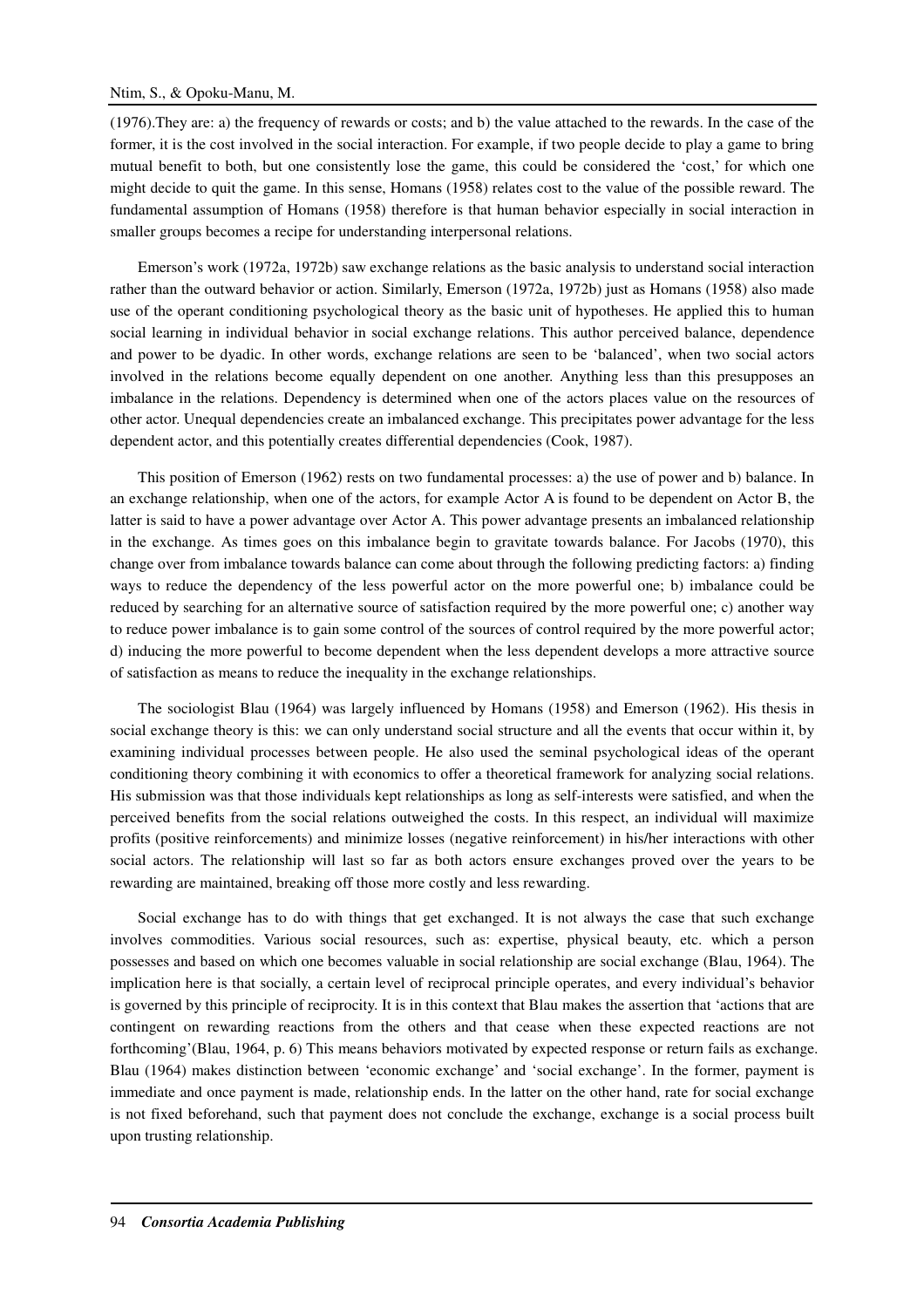(1976).They are: a) the frequency of rewards or costs; and b) the value attached to the rewards. In the case of the former, it is the cost involved in the social interaction. For example, if two people decide to play a game to bring mutual benefit to both, but one consistently lose the game, this could be considered the 'cost,' for which one might decide to quit the game. In this sense, Homans (1958) relates cost to the value of the possible reward. The fundamental assumption of Homans (1958) therefore is that human behavior especially in social interaction in smaller groups becomes a recipe for understanding interpersonal relations.

Emerson's work (1972a, 1972b) saw exchange relations as the basic analysis to understand social interaction rather than the outward behavior or action. Similarly, Emerson (1972a, 1972b) just as Homans (1958) also made use of the operant conditioning psychological theory as the basic unit of hypotheses. He applied this to human social learning in individual behavior in social exchange relations. This author perceived balance, dependence and power to be dyadic. In other words, exchange relations are seen to be 'balanced', when two social actors involved in the relations become equally dependent on one another. Anything less than this presupposes an imbalance in the relations. Dependency is determined when one of the actors places value on the resources of other actor. Unequal dependencies create an imbalanced exchange. This precipitates power advantage for the less dependent actor, and this potentially creates differential dependencies (Cook, 1987).

This position of Emerson (1962) rests on two fundamental processes: a) the use of power and b) balance. In an exchange relationship, when one of the actors, for example Actor A is found to be dependent on Actor B, the latter is said to have a power advantage over Actor A. This power advantage presents an imbalanced relationship in the exchange. As times goes on this imbalance begin to gravitate towards balance. For Jacobs (1970), this change over from imbalance towards balance can come about through the following predicting factors: a) finding ways to reduce the dependency of the less powerful actor on the more powerful one; b) imbalance could be reduced by searching for an alternative source of satisfaction required by the more powerful one; c) another way to reduce power imbalance is to gain some control of the sources of control required by the more powerful actor; d) inducing the more powerful to become dependent when the less dependent develops a more attractive source of satisfaction as means to reduce the inequality in the exchange relationships.

The sociologist Blau (1964) was largely influenced by Homans (1958) and Emerson (1962). His thesis in social exchange theory is this: we can only understand social structure and all the events that occur within it, by examining individual processes between people. He also used the seminal psychological ideas of the operant conditioning theory combining it with economics to offer a theoretical framework for analyzing social relations. His submission was that those individuals kept relationships as long as self-interests were satisfied, and when the perceived benefits from the social relations outweighed the costs. In this respect, an individual will maximize profits (positive reinforcements) and minimize losses (negative reinforcement) in his/her interactions with other social actors. The relationship will last so far as both actors ensure exchanges proved over the years to be rewarding are maintained, breaking off those more costly and less rewarding.

Social exchange has to do with things that get exchanged. It is not always the case that such exchange involves commodities. Various social resources, such as: expertise, physical beauty, etc. which a person possesses and based on which one becomes valuable in social relationship are social exchange (Blau, 1964). The implication here is that socially, a certain level of reciprocal principle operates, and every individual's behavior is governed by this principle of reciprocity. It is in this context that Blau makes the assertion that 'actions that are contingent on rewarding reactions from the others and that cease when these expected reactions are not forthcoming'(Blau, 1964, p. 6) This means behaviors motivated by expected response or return fails as exchange. Blau (1964) makes distinction between 'economic exchange' and 'social exchange'. In the former, payment is immediate and once payment is made, relationship ends. In the latter on the other hand, rate for social exchange is not fixed beforehand, such that payment does not conclude the exchange, exchange is a social process built upon trusting relationship.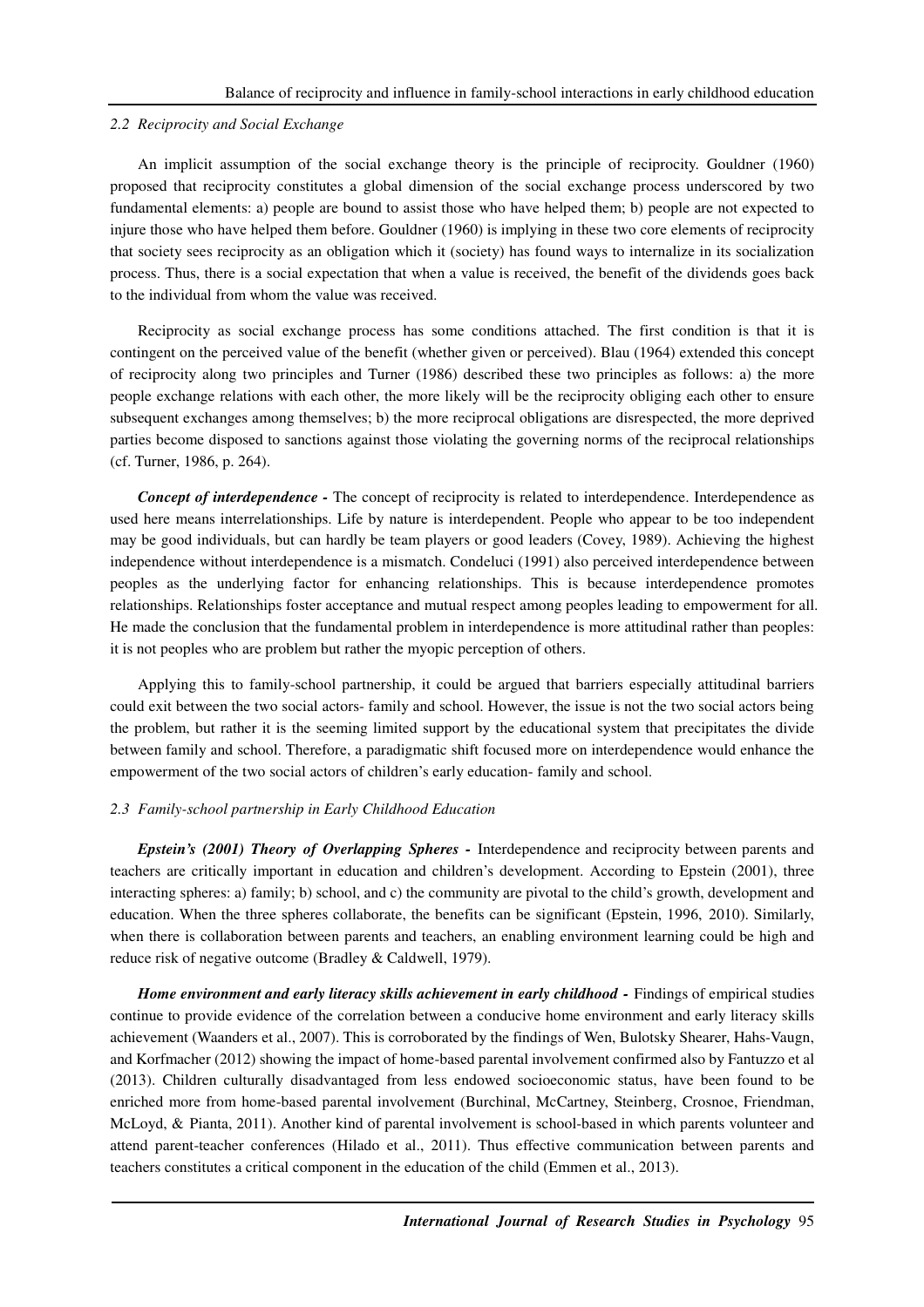### 2.2 Reciprocity and Social Exchange

An implicit assumption of the social exchange theory is the principle of reciprocity. Gouldner (1960) proposed that reciprocity constitutes a global dimension of the social exchange process underscored by two fundamental elements: a) people are bound to assist those who have helped them; b) people are not expected to injure those who have helped them before. Gouldner (1960) is implying in these two core elements of reciprocity that society sees reciprocity as an obligation which it (society) has found ways to internalize in its socialization process. Thus, there is a social expectation that when a value is received, the benefit of the dividends goes back to the individual from whom the value was received.

Reciprocity as social exchange process has some conditions attached. The first condition is that it is contingent on the perceived value of the benefit (whether given or perceived). Blau (1964) extended this concept of reciprocity along two principles and Turner (1986) described these two principles as follows: a) the more people exchange relations with each other, the more likely will be the reciprocity obliging each other to ensure subsequent exchanges among themselves; b) the more reciprocal obligations are disrespected, the more deprived parties become disposed to sanctions against those violating the governing norms of the reciprocal relationships (cf. Turner, 1986, p. 264).

***Concept of interdependence -*** The concept of reciprocity is related to interdependence. Interdependence as used here means interrelationships. Life by nature is interdependent. People who appear to be too independent may be good individuals, but can hardly be team players or good leaders (Covey, 1989). Achieving the highest independence without interdependence is a mismatch. Condeluci (1991) also perceived interdependence between peoples as the underlying factor for enhancing relationships. This is because interdependence promotes relationships. Relationships foster acceptance and mutual respect among peoples leading to empowerment for all. He made the conclusion that the fundamental problem in interdependence is more attitudinal rather than peoples: it is not peoples who are problem but rather the myopic perception of others.

Applying this to family-school partnership, it could be argued that barriers especially attitudinal barriers could exit between the two social actors- family and school. However, the issue is not the two social actors being the problem, but rather it is the seeming limited support by the educational system that precipitates the divide between family and school. Therefore, a paradigmatic shift focused more on interdependence would enhance the empowerment of the two social actors of children's early education- family and school.

### 2.3 Family-school partnership in Early Childhood Education

***Epstein's (2001) Theory of Overlapping Spheres -*** Interdependence and reciprocity between parents and teachers are critically important in education and children's development. According to Epstein (2001), three interacting spheres: a) family; b) school, and c) the community are pivotal to the child's growth, development and education. When the three spheres collaborate, the benefits can be significant (Epstein, 1996, 2010). Similarly, when there is collaboration between parents and teachers, an enabling environment learning could be high and reduce risk of negative outcome (Bradley & Caldwell, 1979).

***Home environment and early literacy skills achievement in early childhood -*** Findings of empirical studies continue to provide evidence of the correlation between a conducive home environment and early literacy skills achievement (Waanders et al., 2007). This is corroborated by the findings of Wen, Bulotsky Shearer, Hahs-Vaugn, and Korfmacher (2012) showing the impact of home-based parental involvement confirmed also by Fantuzzo et al (2013). Children culturally disadvantaged from less endowed socioeconomic status, have been found to be enriched more from home-based parental involvement (Burchinal, McCartney, Steinberg, Crosnoe, Friendman, McLoyd, & Pianta, 2011). Another kind of parental involvement is school-based in which parents volunteer and attend parent-teacher conferences (Hilado et al., 2011). Thus effective communication between parents and teachers constitutes a critical component in the education of the child (Emmen et al., 2013).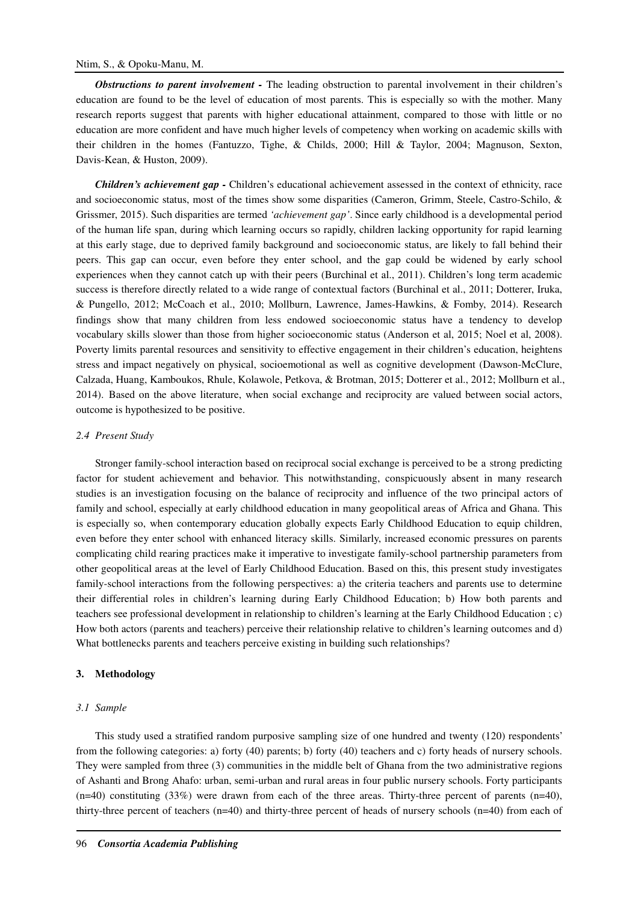***Obstructions to parent involvement*** **-** The leading obstruction to parental involvement in their children's education are found to be the level of education of most parents. This is especially so with the mother. Many research reports suggest that parents with higher educational attainment, compared to those with little or no education are more confident and have much higher levels of competency when working on academic skills with their children in the homes (Fantuzzo, Tighe, & Childs, 2000; Hill & Taylor, 2004; Magnuson, Sexton, Davis-Kean, & Huston, 2009).

***Children's achievement gap*** **-** Children's educational achievement assessed in the context of ethnicity, race and socioeconomic status, most of the times show some disparities (Cameron, Grimm, Steele, Castro-Schilo, & Grissmer, 2015). Such disparities are termed *'achievement gap'*. Since early childhood is a developmental period of the human life span, during which learning occurs so rapidly, children lacking opportunity for rapid learning at this early stage, due to deprived family background and socioeconomic status, are likely to fall behind their peers. This gap can occur, even before they enter school, and the gap could be widened by early school experiences when they cannot catch up with their peers (Burchinal et al., 2011). Children's long term academic success is therefore directly related to a wide range of contextual factors (Burchinal et al., 2011; Dotterer, Iruka, & Pungello, 2012; McCoach et al., 2010; Mollburn, Lawrence, James-Hawkins, & Fomby, 2014). Research findings show that many children from less endowed socioeconomic status have a tendency to develop vocabulary skills slower than those from higher socioeconomic status (Anderson et al, 2015; Noel et al, 2008). Poverty limits parental resources and sensitivity to effective engagement in their children's education, heightens stress and impact negatively on physical, socioemotional as well as cognitive development (Dawson-McClure, Calzada, Huang, Kamboukos, Rhule, Kolawole, Petkova, & Brotman, 2015; Dotterer et al., 2012; Mollburn et al., 2014). Based on the above literature, when social exchange and reciprocity are valued between social actors, outcome is hypothesized to be positive.

### *2.4 Present Study*

Stronger family-school interaction based on reciprocal social exchange is perceived to be a strong predicting factor for student achievement and behavior. This notwithstanding, conspicuously absent in many research studies is an investigation focusing on the balance of reciprocity and influence of the two principal actors of family and school, especially at early childhood education in many geopolitical areas of Africa and Ghana. This is especially so, when contemporary education globally expects Early Childhood Education to equip children, even before they enter school with enhanced literacy skills. Similarly, increased economic pressures on parents complicating child rearing practices make it imperative to investigate family-school partnership parameters from other geopolitical areas at the level of Early Childhood Education. Based on this, this present study investigates family-school interactions from the following perspectives: a) the criteria teachers and parents use to determine their differential roles in children's learning during Early Childhood Education; b) How both parents and teachers see professional development in relationship to children's learning at the Early Childhood Education ; c) How both actors (parents and teachers) perceive their relationship relative to children's learning outcomes and d) What bottlenecks parents and teachers perceive existing in building such relationships?

## 3. Methodology

### *3.1 Sample*

This study used a stratified random purposive sampling size of one hundred and twenty (120) respondents' from the following categories: a) forty (40) parents; b) forty (40) teachers and c) forty heads of nursery schools. They were sampled from three (3) communities in the middle belt of Ghana from the two administrative regions of Ashanti and Brong Ahafo: urban, semi-urban and rural areas in four public nursery schools. Forty participants (n=40) constituting (33%) were drawn from each of the three areas. Thirty-three percent of parents (n=40), thirty-three percent of teachers (n=40) and thirty-three percent of heads of nursery schools (n=40) from each of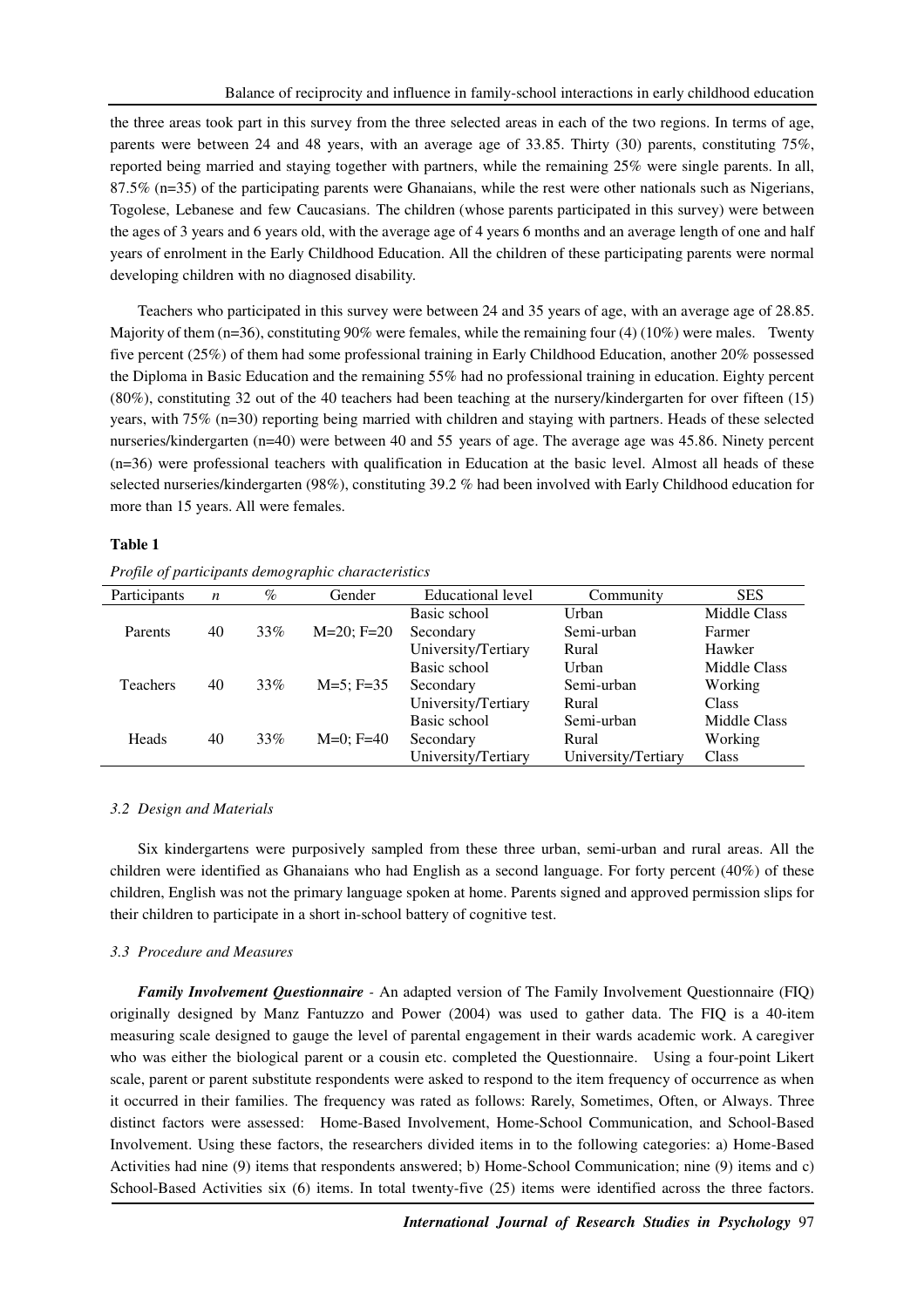the three areas took part in this survey from the three selected areas in each of the two regions. In terms of age, parents were between 24 and 48 years, with an average age of 33.85. Thirty (30) parents, constituting 75%, reported being married and staying together with partners, while the remaining 25% were single parents. In all, 87.5% (n=35) of the participating parents were Ghanaians, while the rest were other nationals such as Nigerians, Togolese, Lebanese and few Caucasians. The children (whose parents participated in this survey) were between the ages of 3 years and 6 years old, with the average age of 4 years 6 months and an average length of one and half years of enrolment in the Early Childhood Education. All the children of these participating parents were normal developing children with no diagnosed disability.

Teachers who participated in this survey were between 24 and 35 years of age, with an average age of 28.85. Majority of them (n=36), constituting 90% were females, while the remaining four (4) (10%) were males. Twenty five percent (25%) of them had some professional training in Early Childhood Education, another 20% possessed the Diploma in Basic Education and the remaining 55% had no professional training in education. Eighty percent (80%), constituting 32 out of the 40 teachers had been teaching at the nursery/kindergarten for over fifteen (15) years, with 75% (n=30) reporting being married with children and staying with partners. Heads of these selected nurseries/kindergarten (n=40) were between 40 and 55 years of age. The average age was 45.86. Ninety percent (n=36) were professional teachers with qualification in Education at the basic level. Almost all heads of these selected nurseries/kindergarten (98%), constituting 39.2 % had been involved with Early Childhood education for more than 15 years. All were females.

**Table 1**

*Profile of participants demographic characteristics*

| Participants | *n* | % | Gender | Educational level | Community | SES |
|---|---|---|---|---|---|---|
| | | | | Basic school | Urban | Middle Class |
| Parents | 40 | 33% | M=20; F=20 | Secondary | Semi-urban | Farmer |
| | | | | University/Tertiary | Rural | Hawker |
| | | | | Basic school | Urban | Middle Class |
| Teachers | 40 | 33% | M=5; F=35 | Secondary | Semi-urban | Working |
| | | | | University/Tertiary | Rural | Class |
| | | | | Basic school | Semi-urban | Middle Class |
| Heads | 40 | 33% | M=0; F=40 | Secondary | Rural | Working |
| | | | | University/Tertiary | University/Tertiary | Class |

### *3.2 Design and Materials*

Six kindergartens were purposively sampled from these three urban, semi-urban and rural areas. All the children were identified as Ghanaians who had English as a second language. For forty percent (40%) of these children, English was not the primary language spoken at home. Parents signed and approved permission slips for their children to participate in a short in-school battery of cognitive test.

### *3.3 Procedure and Measures*

***Family Involvement Questionnaire*** - An adapted version of The Family Involvement Questionnaire (FIQ) originally designed by Manz Fantuzzo and Power (2004) was used to gather data. The FIQ is a 40-item measuring scale designed to gauge the level of parental engagement in their wards academic work. A caregiver who was either the biological parent or a cousin etc. completed the Questionnaire. Using a four-point Likert scale, parent or parent substitute respondents were asked to respond to the item frequency of occurrence as when it occurred in their families. The frequency was rated as follows: Rarely, Sometimes, Often, or Always. Three distinct factors were assessed: Home-Based Involvement, Home-School Communication, and School-Based Involvement. Using these factors, the researchers divided items in to the following categories: a) Home-Based Activities had nine (9) items that respondents answered; b) Home-School Communication; nine (9) items and c) School-Based Activities six (6) items. In total twenty-five (25) items were identified across the three factors.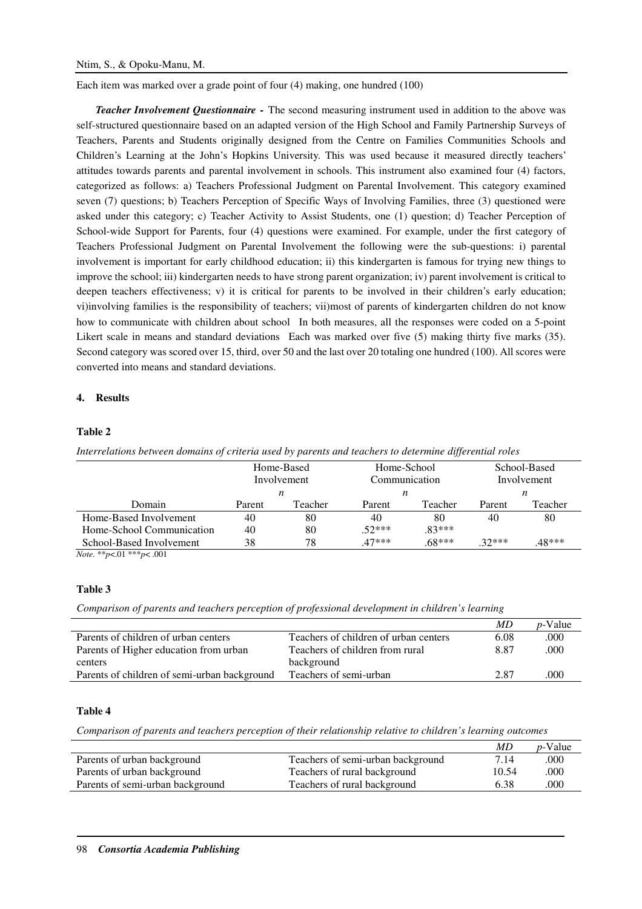Each item was marked over a grade point of four (4) making, one hundred (100)

***Teacher Involvement Questionnaire -*** The second measuring instrument used in addition to the above was self-structured questionnaire based on an adapted version of the High School and Family Partnership Surveys of Teachers, Parents and Students originally designed from the Centre on Families Communities Schools and Children's Learning at the John's Hopkins University. This was used because it measured directly teachers' attitudes towards parents and parental involvement in schools. This instrument also examined four (4) factors, categorized as follows: a) Teachers Professional Judgment on Parental Involvement. This category examined seven (7) questions; b) Teachers Perception of Specific Ways of Involving Families, three (3) questioned were asked under this category; c) Teacher Activity to Assist Students, one (1) question; d) Teacher Perception of School-wide Support for Parents, four (4) questions were examined. For example, under the first category of Teachers Professional Judgment on Parental Involvement the following were the sub-questions: i) parental involvement is important for early childhood education; ii) this kindergarten is famous for trying new things to improve the school; iii) kindergarten needs to have strong parent organization; iv) parent involvement is critical to deepen teachers effectiveness; v) it is critical for parents to be involved in their children's early education; vi)involving families is the responsibility of teachers; vii)most of parents of kindergarten children do not know how to communicate with children about school In both measures, all the responses were coded on a 5-point Likert scale in means and standard deviations Each was marked over five (5) making thirty five marks (35). Second category was scored over 15, third, over 50 and the last over 20 totaling one hundred (100). All scores were converted into means and standard deviations.

## 4. Results

**Table 2**

*Interrelations between domains of criteria used by parents and teachers to determine differential roles*

| | Home-Based Involvement | | Home-School Communication | | School-Based Involvement | |
|---|---|---|---|---|---|---|
| | *n* | | *n* | | *n* | |
| Domain | Parent | Teacher | Parent | Teacher | Parent | Teacher |
| Home-Based Involvement | 40 | 80 | 40 | 80 | 40 | 80 |
| Home-School Communication | 40 | 80 | .52*** | .83*** | | |
| School-Based Involvement | 38 | 78 | .47*** | .68*** | .32*** | .48*** |

*Note*. **$p$<.01 ***$p$< .001

**Table 3**

*Comparison of parents and teachers perception of professional development in children's learning*

| | | *MD* | *p*-Value |
|---|---|---|---|
| Parents of children of urban centers | Teachers of children of urban centers | 6.08 | .000 |
| Parents of Higher education from urban centers | Teachers of children from rural background | 8.87 | .000 |
| Parents of children of semi-urban background | Teachers of semi-urban | 2.87 | .000 |

**Table 4**

*Comparison of parents and teachers perception of their relationship relative to children's learning outcomes*

| | | *MD* | *p*-Value |
|---|---|---|---|
| Parents of urban background | Teachers of semi-urban background | 7.14 | .000 |
| Parents of urban background | Teachers of rural background | 10.54 | .000 |
| Parents of semi-urban background | Teachers of rural background | 6.38 | .000 |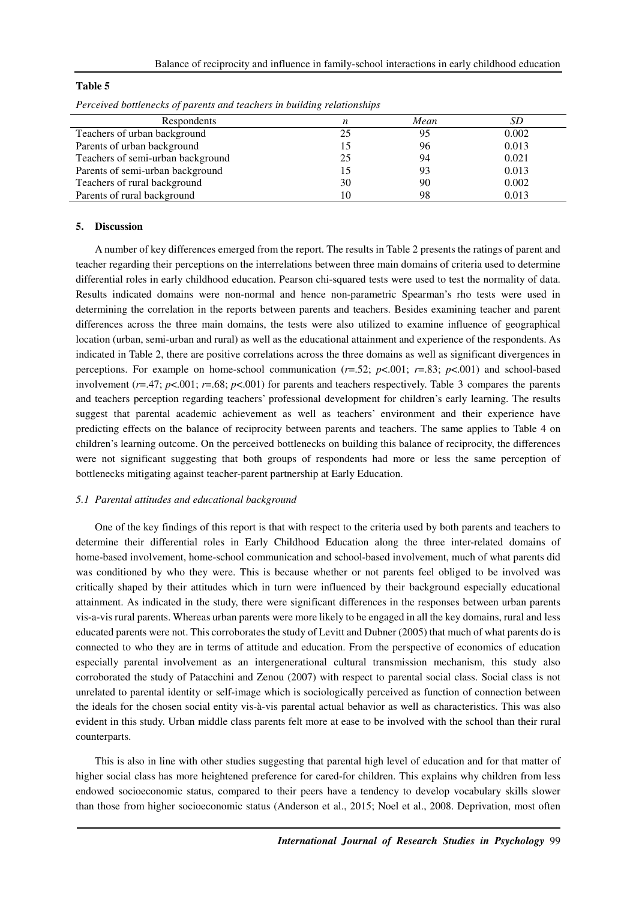**Table 5**

*Perceived bottlenecks of parents and teachers in building relationships*

| Respondents | *n* | *Mean* | *SD* |
|---|---|---|---|
| Teachers of urban background | 25 | 95 | 0.002 |
| Parents of urban background | 15 | 96 | 0.013 |
| Teachers of semi-urban background | 25 | 94 | 0.021 |
| Parents of semi-urban background | 15 | 93 | 0.013 |
| Teachers of rural background | 30 | 90 | 0.002 |
| Parents of rural background | 10 | 98 | 0.013 |

## 5. Discussion

A number of key differences emerged from the report. The results in Table 2 presents the ratings of parent and teacher regarding their perceptions on the interrelations between three main domains of criteria used to determine differential roles in early childhood education. Pearson chi-squared tests were used to test the normality of data. Results indicated domains were non-normal and hence non-parametric Spearman's rho tests were used in determining the correlation in the reports between parents and teachers. Besides examining teacher and parent differences across the three main domains, the tests were also utilized to examine influence of geographical location (urban, semi-urban and rural) as well as the educational attainment and experience of the respondents. As indicated in Table 2, there are positive correlations across the three domains as well as significant divergences in perceptions. For example on home-school communication ($r$=.52; $p$<.001; $r$=.83; $p$<.001) and school-based involvement ($r$=.47; $p$<.001; $r$=.68; $p$<.001) for parents and teachers respectively. Table 3 compares the parents and teachers perception regarding teachers' professional development for children's early learning. The results suggest that parental academic achievement as well as teachers' environment and their experience have predicting effects on the balance of reciprocity between parents and teachers. The same applies to Table 4 on children's learning outcome. On the perceived bottlenecks on building this balance of reciprocity, the differences were not significant suggesting that both groups of respondents had more or less the same perception of bottlenecks mitigating against teacher-parent partnership at Early Education.

### *5.1 Parental attitudes and educational background*

One of the key findings of this report is that with respect to the criteria used by both parents and teachers to determine their differential roles in Early Childhood Education along the three inter-related domains of home-based involvement, home-school communication and school-based involvement, much of what parents did was conditioned by who they were. This is because whether or not parents feel obliged to be involved was critically shaped by their attitudes which in turn were influenced by their background especially educational attainment. As indicated in the study, there were significant differences in the responses between urban parents vis-a-vis rural parents. Whereas urban parents were more likely to be engaged in all the key domains, rural and less educated parents were not. This corroborates the study of Levitt and Dubner (2005) that much of what parents do is connected to who they are in terms of attitude and education. From the perspective of economics of education especially parental involvement as an intergenerational cultural transmission mechanism, this study also corroborated the study of Patacchini and Zenou (2007) with respect to parental social class. Social class is not unrelated to parental identity or self-image which is sociologically perceived as function of connection between the ideals for the chosen social entity vis-à-vis parental actual behavior as well as characteristics. This was also evident in this study. Urban middle class parents felt more at ease to be involved with the school than their rural counterparts.

This is also in line with other studies suggesting that parental high level of education and for that matter of higher social class has more heightened preference for cared-for children. This explains why children from less endowed socioeconomic status, compared to their peers have a tendency to develop vocabulary skills slower than those from higher socioeconomic status (Anderson et al., 2015; Noel et al., 2008. Deprivation, most often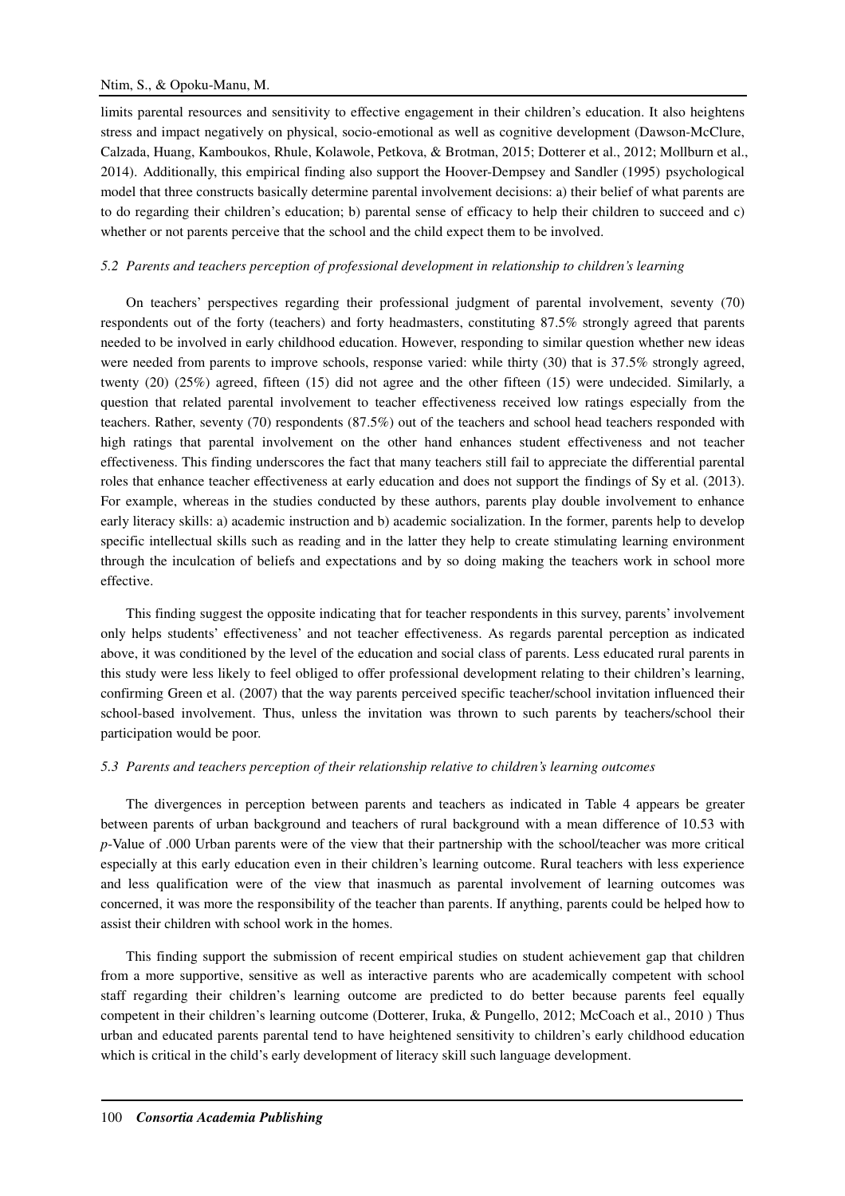limits parental resources and sensitivity to effective engagement in their children's education. It also heightens stress and impact negatively on physical, socio-emotional as well as cognitive development (Dawson-McClure, Calzada, Huang, Kamboukos, Rhule, Kolawole, Petkova, & Brotman, 2015; Dotterer et al., 2012; Mollburn et al., 2014). Additionally, this empirical finding also support the Hoover-Dempsey and Sandler (1995) psychological model that three constructs basically determine parental involvement decisions: a) their belief of what parents are to do regarding their children's education; b) parental sense of efficacy to help their children to succeed and c) whether or not parents perceive that the school and the child expect them to be involved.

### *5.2 Parents and teachers perception of professional development in relationship to children's learning*

On teachers' perspectives regarding their professional judgment of parental involvement, seventy (70) respondents out of the forty (teachers) and forty headmasters, constituting 87.5% strongly agreed that parents needed to be involved in early childhood education. However, responding to similar question whether new ideas were needed from parents to improve schools, response varied: while thirty (30) that is 37.5% strongly agreed, twenty (20) (25%) agreed, fifteen (15) did not agree and the other fifteen (15) were undecided. Similarly, a question that related parental involvement to teacher effectiveness received low ratings especially from the teachers. Rather, seventy (70) respondents (87.5%) out of the teachers and school head teachers responded with high ratings that parental involvement on the other hand enhances student effectiveness and not teacher effectiveness. This finding underscores the fact that many teachers still fail to appreciate the differential parental roles that enhance teacher effectiveness at early education and does not support the findings of Sy et al. (2013). For example, whereas in the studies conducted by these authors, parents play double involvement to enhance early literacy skills: a) academic instruction and b) academic socialization. In the former, parents help to develop specific intellectual skills such as reading and in the latter they help to create stimulating learning environment through the inculcation of beliefs and expectations and by so doing making the teachers work in school more effective.

This finding suggest the opposite indicating that for teacher respondents in this survey, parents' involvement only helps students' effectiveness' and not teacher effectiveness. As regards parental perception as indicated above, it was conditioned by the level of the education and social class of parents. Less educated rural parents in this study were less likely to feel obliged to offer professional development relating to their children's learning, confirming Green et al. (2007) that the way parents perceived specific teacher/school invitation influenced their school-based involvement. Thus, unless the invitation was thrown to such parents by teachers/school their participation would be poor.

### *5.3 Parents and teachers perception of their relationship relative to children's learning outcomes*

The divergences in perception between parents and teachers as indicated in Table 4 appears be greater between parents of urban background and teachers of rural background with a mean difference of 10.53 with *p*-Value of .000 Urban parents were of the view that their partnership with the school/teacher was more critical especially at this early education even in their children's learning outcome. Rural teachers with less experience and less qualification were of the view that inasmuch as parental involvement of learning outcomes was concerned, it was more the responsibility of the teacher than parents. If anything, parents could be helped how to assist their children with school work in the homes.

This finding support the submission of recent empirical studies on student achievement gap that children from a more supportive, sensitive as well as interactive parents who are academically competent with school staff regarding their children's learning outcome are predicted to do better because parents feel equally competent in their children's learning outcome (Dotterer, Iruka, & Pungello, 2012; McCoach et al., 2010 ) Thus urban and educated parents parental tend to have heightened sensitivity to children's early childhood education which is critical in the child's early development of literacy skill such language development.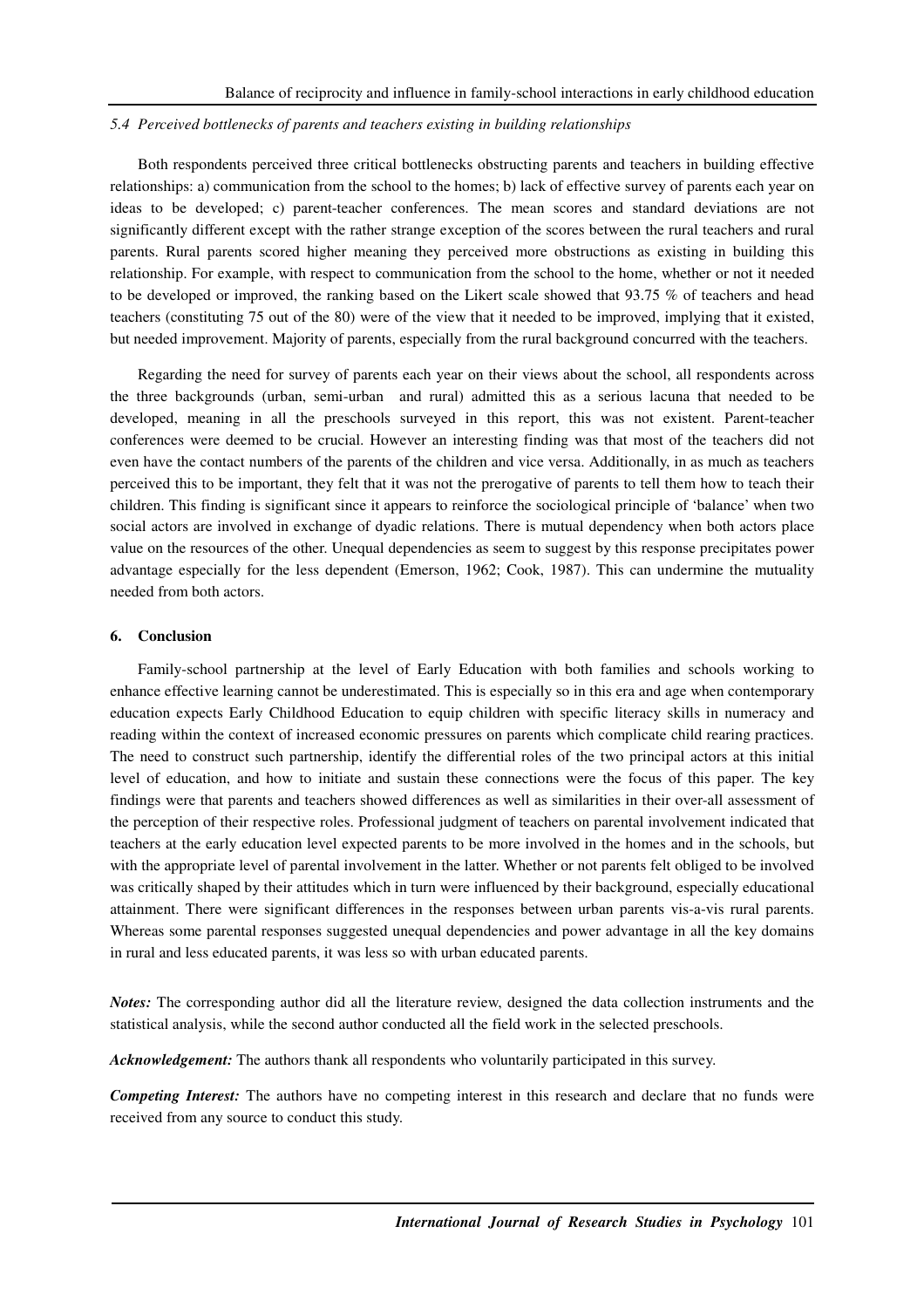*5.4 Perceived bottlenecks of parents and teachers existing in building relationships*

Both respondents perceived three critical bottlenecks obstructing parents and teachers in building effective relationships: a) communication from the school to the homes; b) lack of effective survey of parents each year on ideas to be developed; c) parent-teacher conferences. The mean scores and standard deviations are not significantly different except with the rather strange exception of the scores between the rural teachers and rural parents. Rural parents scored higher meaning they perceived more obstructions as existing in building this relationship. For example, with respect to communication from the school to the home, whether or not it needed to be developed or improved, the ranking based on the Likert scale showed that 93.75 % of teachers and head teachers (constituting 75 out of the 80) were of the view that it needed to be improved, implying that it existed, but needed improvement. Majority of parents, especially from the rural background concurred with the teachers.

Regarding the need for survey of parents each year on their views about the school, all respondents across the three backgrounds (urban, semi-urban and rural) admitted this as a serious lacuna that needed to be developed, meaning in all the preschools surveyed in this report, this was not existent. Parent-teacher conferences were deemed to be crucial. However an interesting finding was that most of the teachers did not even have the contact numbers of the parents of the children and vice versa. Additionally, in as much as teachers perceived this to be important, they felt that it was not the prerogative of parents to tell them how to teach their children. This finding is significant since it appears to reinforce the sociological principle of 'balance' when two social actors are involved in exchange of dyadic relations. There is mutual dependency when both actors place value on the resources of the other. Unequal dependencies as seem to suggest by this response precipitates power advantage especially for the less dependent (Emerson, 1962; Cook, 1987). This can undermine the mutuality needed from both actors.

## 6. Conclusion

Family-school partnership at the level of Early Education with both families and schools working to enhance effective learning cannot be underestimated. This is especially so in this era and age when contemporary education expects Early Childhood Education to equip children with specific literacy skills in numeracy and reading within the context of increased economic pressures on parents which complicate child rearing practices. The need to construct such partnership, identify the differential roles of the two principal actors at this initial level of education, and how to initiate and sustain these connections were the focus of this paper. The key findings were that parents and teachers showed differences as well as similarities in their over-all assessment of the perception of their respective roles. Professional judgment of teachers on parental involvement indicated that teachers at the early education level expected parents to be more involved in the homes and in the schools, but with the appropriate level of parental involvement in the latter. Whether or not parents felt obliged to be involved was critically shaped by their attitudes which in turn were influenced by their background, especially educational attainment. There were significant differences in the responses between urban parents vis-a-vis rural parents. Whereas some parental responses suggested unequal dependencies and power advantage in all the key domains in rural and less educated parents, it was less so with urban educated parents.

***Notes:*** The corresponding author did all the literature review, designed the data collection instruments and the statistical analysis, while the second author conducted all the field work in the selected preschools.

***Acknowledgement:*** The authors thank all respondents who voluntarily participated in this survey.

***Competing Interest:*** The authors have no competing interest in this research and declare that no funds were received from any source to conduct this study.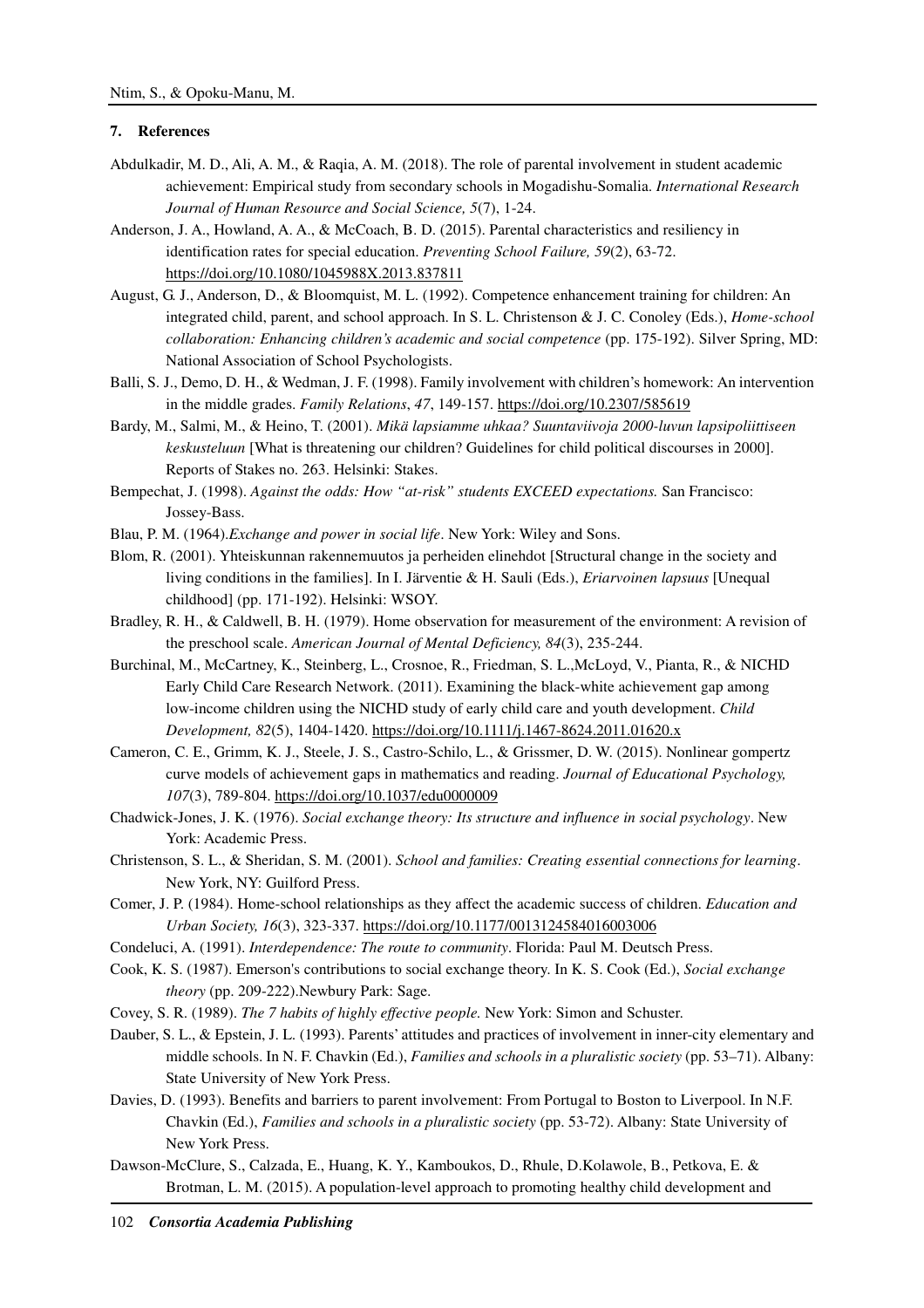## 7. References

Abdulkadir, M. D., Ali, A. M., & Raqia, A. M. (2018). The role of parental involvement in student academic achievement: Empirical study from secondary schools in Mogadishu-Somalia. *International Research Journal of Human Resource and Social Science, 5*(7), 1-24.

Anderson, J. A., Howland, A. A., & McCoach, B. D. (2015). Parental characteristics and resiliency in identification rates for special education. *Preventing School Failure, 59*(2), 63-72. https://doi.org/10.1080/1045988X.2013.837811

August, G. J., Anderson, D., & Bloomquist, M. L. (1992). Competence enhancement training for children: An integrated child, parent, and school approach. In S. L. Christenson & J. C. Conoley (Eds.), *Home-school collaboration: Enhancing children's academic and social competence* (pp. 175-192). Silver Spring, MD: National Association of School Psychologists.

Balli, S. J., Demo, D. H., & Wedman, J. F. (1998). Family involvement with children's homework: An intervention in the middle grades. *Family Relations*, *47*, 149-157. https://doi.org/10.2307/585619

Bardy, M., Salmi, M., & Heino, T. (2001). *Mikä lapsiamme uhkaa? Suuntaviivoja 2000-luvun lapsipoliittiseen keskusteluun* [What is threatening our children? Guidelines for child political discourses in 2000]. Reports of Stakes no. 263. Helsinki: Stakes.

Bempechat, J. (1998). *Against the odds: How "at-risk" students EXCEED expectations.* San Francisco: Jossey-Bass.

Blau, P. M. (1964).*Exchange and power in social life*. New York: Wiley and Sons.

Blom, R. (2001). Yhteiskunnan rakennemuutos ja perheiden elinehdot [Structural change in the society and living conditions in the families]. In I. Järventie & H. Sauli (Eds.), *Eriarvoinen lapsuus* [Unequal childhood] (pp. 171-192). Helsinki: WSOY.

Bradley, R. H., & Caldwell, B. H. (1979). Home observation for measurement of the environment: A revision of the preschool scale. *American Journal of Mental Deficiency, 84*(3), 235-244.

Burchinal, M., McCartney, K., Steinberg, L., Crosnoe, R., Friedman, S. L.,McLoyd, V., Pianta, R., & NICHD Early Child Care Research Network. (2011). Examining the black-white achievement gap among low-income children using the NICHD study of early child care and youth development. *Child Development, 82*(5), 1404-1420. https://doi.org/10.1111/j.1467-8624.2011.01620.x

Cameron, C. E., Grimm, K. J., Steele, J. S., Castro-Schilo, L., & Grissmer, D. W. (2015). Nonlinear gompertz curve models of achievement gaps in mathematics and reading. *Journal of Educational Psychology, 107*(3), 789-804. https://doi.org/10.1037/edu0000009

Chadwick-Jones, J. K. (1976). *Social exchange theory: Its structure and influence in social psychology*. New York: Academic Press.

Christenson, S. L., & Sheridan, S. M. (2001). *School and families: Creating essential connections for learning*. New York, NY: Guilford Press.

Comer, J. P. (1984). Home-school relationships as they affect the academic success of children. *Education and Urban Society, 16*(3), 323-337. https://doi.org/10.1177/0013124584016003006

Condeluci, A. (1991). *Interdependence: The route to community*. Florida: Paul M. Deutsch Press.

Cook, K. S. (1987). Emerson's contributions to social exchange theory. In K. S. Cook (Ed.), *Social exchange theory* (pp. 209-222).Newbury Park: Sage.

Covey, S. R. (1989). *The 7 habits of highly effective people.* New York: Simon and Schuster.

Dauber, S. L., & Epstein, J. L. (1993). Parents' attitudes and practices of involvement in inner-city elementary and middle schools. In N. F. Chavkin (Ed.), *Families and schools in a pluralistic society* (pp. 53–71). Albany: State University of New York Press.

Davies, D. (1993). Benefits and barriers to parent involvement: From Portugal to Boston to Liverpool. In N.F. Chavkin (Ed.), *Families and schools in a pluralistic society* (pp. 53-72). Albany: State University of New York Press.

Dawson-McClure, S., Calzada, E., Huang, K. Y., Kamboukos, D., Rhule, D.Kolawole, B., Petkova, E. & Brotman, L. M. (2015). A population-level approach to promoting healthy child development and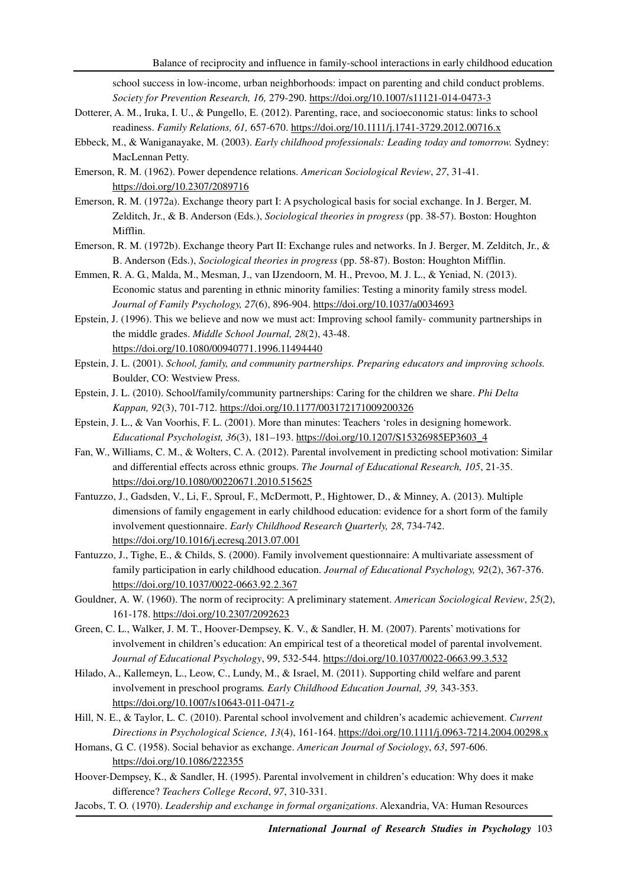school success in low-income, urban neighborhoods: impact on parenting and child conduct problems. *Society for Prevention Research, 16,* 279-290. https://doi.org/10.1007/s11121-014-0473-3

Dotterer, A. M., Iruka, I. U., & Pungello, E. (2012). Parenting, race, and socioeconomic status: links to school readiness. *Family Relations, 61,* 657-670. https://doi.org/10.1111/j.1741-3729.2012.00716.x

Ebbeck, M., & Waniganayake, M. (2003). *Early childhood professionals: Leading today and tomorrow.* Sydney: MacLennan Petty.

Emerson, R. M. (1962). Power dependence relations. *American Sociological Review*, *27*, 31-41. https://doi.org/10.2307/2089716

Emerson, R. M. (1972a). Exchange theory part I: A psychological basis for social exchange. In J. Berger, M. Zelditch, Jr., & B. Anderson (Eds.), *Sociological theories in progress* (pp. 38-57). Boston: Houghton Mifflin.

Emerson, R. M. (1972b). Exchange theory Part II: Exchange rules and networks. In J. Berger, M. Zelditch, Jr., & B. Anderson (Eds.), *Sociological theories in progress* (pp. 58-87). Boston: Houghton Mifflin.

Emmen, R. A. G., Malda, M., Mesman, J., van IJzendoorn, M. H., Prevoo, M. J. L., & Yeniad, N. (2013). Economic status and parenting in ethnic minority families: Testing a minority family stress model. *Journal of Family Psychology, 27*(6), 896-904. https://doi.org/10.1037/a0034693

Epstein, J. (1996). This we believe and now we must act: Improving school family- community partnerships in the middle grades. *Middle School Journal, 28*(2), 43-48. https://doi.org/10.1080/00940771.1996.11494440

Epstein, J. L. (2001). *School, family, and community partnerships. Preparing educators and improving schools.* Boulder, CO: Westview Press.

Epstein, J. L. (2010). School/family/community partnerships: Caring for the children we share. *Phi Delta Kappan, 92*(3), 701-712. https://doi.org/10.1177/003172171009200326

Epstein, J. L., & Van Voorhis, F. L. (2001). More than minutes: Teachers 'roles in designing homework. *Educational Psychologist, 36*(3), 181–193. https://doi.org/10.1207/S15326985EP3603_4

Fan, W., Williams, C. M., & Wolters, C. A. (2012). Parental involvement in predicting school motivation: Similar and differential effects across ethnic groups. *The Journal of Educational Research, 105*, 21-35. https://doi.org/10.1080/00220671.2010.515625

Fantuzzo, J., Gadsden, V., Li, F., Sproul, F., McDermott, P., Hightower, D., & Minney, A. (2013). Multiple dimensions of family engagement in early childhood education: evidence for a short form of the family involvement questionnaire. *Early Childhood Research Quarterly, 28*, 734-742. https://doi.org/10.1016/j.ecresq.2013.07.001

Fantuzzo, J., Tighe, E., & Childs, S. (2000). Family involvement questionnaire: A multivariate assessment of family participation in early childhood education. *Journal of Educational Psychology, 92*(2), 367-376. https://doi.org/10.1037/0022-0663.92.2.367

Gouldner, A. W. (1960). The norm of reciprocity: A preliminary statement. *American Sociological Review*, *25*(2), 161-178. https://doi.org/10.2307/2092623

Green, C. L., Walker, J. M. T., Hoover-Dempsey, K. V., & Sandler, H. M. (2007). Parents' motivations for involvement in children's education: An empirical test of a theoretical model of parental involvement. *Journal of Educational Psychology*, 99, 532-544. https://doi.org/10.1037/0022-0663.99.3.532

Hilado, A., Kallemeyn, L., Leow, C., Lundy, M., & Israel, M. (2011). Supporting child welfare and parent involvement in preschool programs*. Early Childhood Education Journal, 39,* 343-353. https://doi.org/10.1007/s10643-011-0471-z

Hill, N. E., & Taylor, L. C. (2010). Parental school involvement and children's academic achievement. *Current Directions in Psychological Science, 13*(4), 161-164. https://doi.org/10.1111/j.0963-7214.2004.00298.x

Homans, G. C. (1958). Social behavior as exchange. *American Journal of Sociology*, *63*, 597-606. https://doi.org/10.1086/222355

Hoover-Dempsey, K., & Sandler, H. (1995). Parental involvement in children's education: Why does it make difference? *Teachers College Record*, *97*, 310-331.

Jacobs, T. O. (1970). *Leadership and exchange in formal organizations*. Alexandria, VA: Human Resources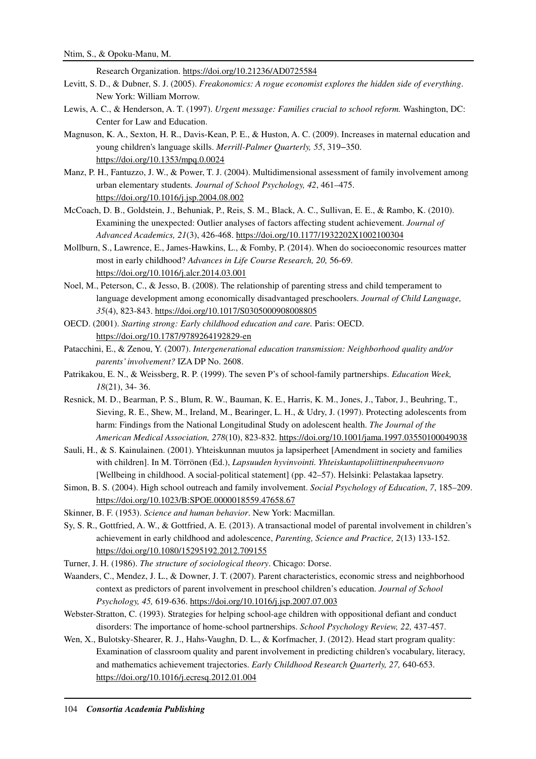Research Organization. https://doi.org/10.21236/AD0725584

Levitt, S. D., & Dubner, S. J. (2005). *Freakonomics: A rogue economist explores the hidden side of everything*. New York: William Morrow.

Lewis, A. C., & Henderson, A. T. (1997). *Urgent message: Families crucial to school reform.* Washington, DC: Center for Law and Education.

Magnuson, K. A., Sexton, H. R., Davis-Kean, P. E., & Huston, A. C. (2009). Increases in maternal education and young children's language skills. *Merrill-Palmer Quarterly, 55*, 319–350. https://doi.org/10.1353/mpq.0.0024

Manz, P. H., Fantuzzo, J. W., & Power, T. J. (2004). Multidimensional assessment of family involvement among urban elementary students. *Journal of School Psychology, 42*, 461–475. https://doi.org/10.1016/j.jsp.2004.08.002

McCoach, D. B., Goldstein, J., Behuniak, P., Reis, S. M., Black, A. C., Sullivan, E. E., & Rambo, K. (2010). Examining the unexpected: Outlier analyses of factors affecting student achievement. *Journal of Advanced Academics, 21*(3), 426-468. https://doi.org/10.1177/1932202X1002100304

Mollburn, S., Lawrence, E., James-Hawkins, L., & Fomby, P. (2014). When do socioeconomic resources matter most in early childhood? *Advances in Life Course Research, 20,* 56-69. https://doi.org/10.1016/j.alcr.2014.03.001

Noel, M., Peterson, C., & Jesso, B. (2008). The relationship of parenting stress and child temperament to language development among economically disadvantaged preschoolers. *Journal of Child Language, 35*(4), 823-843. https://doi.org/10.1017/S0305000908008805

OECD. (2001). *Starting strong: Early childhood education and care.* Paris: OECD. https://doi.org/10.1787/9789264192829-en

Patacchini, E., & Zenou, Y. (2007). *Intergenerational education transmission: Neighborhood quality and/or parents' involvement?* IZA DP No. 2608.

Patrikakou, E. N., & Weissberg, R. P. (1999). The seven P's of school-family partnerships. *Education Week, 18*(21), 34- 36.

Resnick, M. D., Bearman, P. S., Blum, R. W., Bauman, K. E., Harris, K. M., Jones, J., Tabor, J., Beuhring, T., Sieving, R. E., Shew, M., Ireland, M., Bearinger, L. H., & Udry, J. (1997). Protecting adolescents from harm: Findings from the National Longitudinal Study on adolescent health. *The Journal of the American Medical Association, 278*(10), 823-832. https://doi.org/10.1001/jama.1997.03550100049038

Sauli, H., & S. Kainulainen. (2001). Yhteiskunnan muutos ja lapsiperheet [Amendment in society and families with children]. In M. Törrönen (Ed.), *Lapsuuden hyvinvointi. Yhteiskuntapoliittinenpuheenvuoro* [Wellbeing in childhood. A social-political statement] (pp. 42–57). Helsinki: Pelastakaa lapsetry.

Simon, B. S. (2004). High school outreach and family involvement. *Social Psychology of Education*, *7*, 185–209. https://doi.org/10.1023/B:SPOE.0000018559.47658.67

Skinner, B. F. (1953). *Science and human behavior*. New York: Macmillan.

Sy, S. R., Gottfried, A. W., & Gottfried, A. E. (2013). A transactional model of parental involvement in children's achievement in early childhood and adolescence, *Parenting, Science and Practice, 2*(13) 133-152. https://doi.org/10.1080/15295192.2012.709155

Turner, J. H. (1986). *The structure of sociological theory*. Chicago: Dorse.

Waanders, C., Mendez, J. L., & Downer, J. T. (2007). Parent characteristics, economic stress and neighborhood context as predictors of parent involvement in preschool children's education. *Journal of School Psychology, 45,* 619-636. https://doi.org/10.1016/j.jsp.2007.07.003

Webster-Stratton, C. (1993). Strategies for helping school-age children with oppositional defiant and conduct disorders: The importance of home-school partnerships. *School Psychology Review, 22,* 437-457.

Wen, X., Bulotsky-Shearer, R. J., Hahs-Vaughn, D. L., & Korfmacher, J. (2012). Head start program quality: Examination of classroom quality and parent involvement in predicting children's vocabulary, literacy, and mathematics achievement trajectories. *Early Childhood Research Quarterly, 27,* 640-653. https://doi.org/10.1016/j.ecresq.2012.01.004